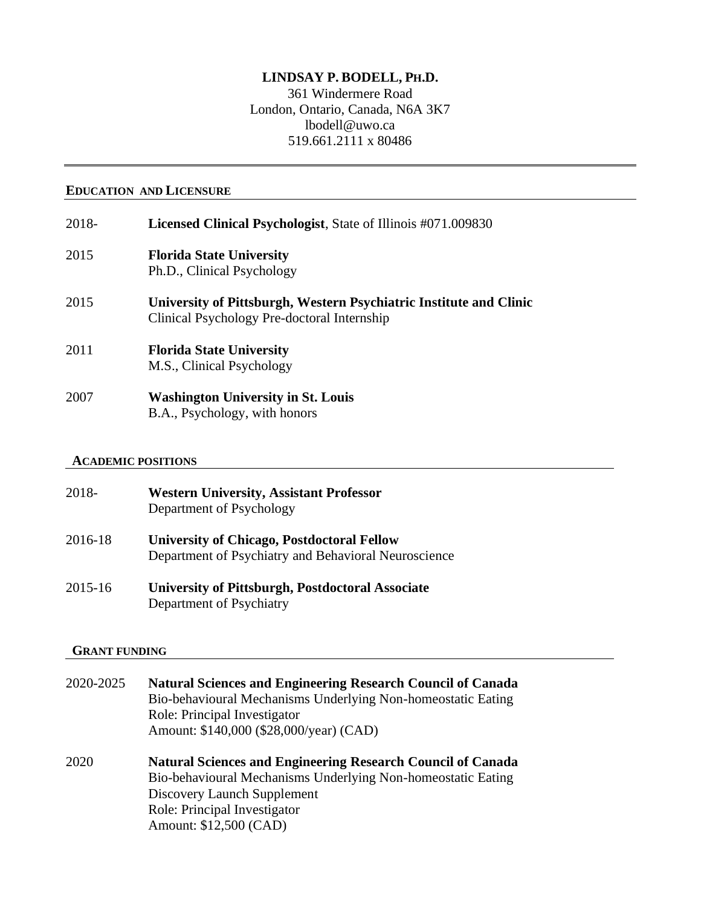# LINDSAY P. BODELL, PH.D.

361 Windermere Road
London, Ontario, Canada, N6A 3K7
lbodell@uwo.ca
519.661.2111 x 80486

## EDUCATION AND LICENSURE

2018- **Licensed Clinical Psychologist**, State of Illinois #071.009830

2015 **Florida State University**
Ph.D., Clinical Psychology

2015 **University of Pittsburgh, Western Psychiatric Institute and Clinic**
Clinical Psychology Pre-doctoral Internship

2011 **Florida State University**
M.S., Clinical Psychology

2007 **Washington University in St. Louis**
B.A., Psychology, with honors

## ACADEMIC POSITIONS

2018- **Western University, Assistant Professor**
Department of Psychology

2016-18 **University of Chicago, Postdoctoral Fellow**
Department of Psychiatry and Behavioral Neuroscience

2015-16 **University of Pittsburgh, Postdoctoral Associate**
Department of Psychiatry

## GRANT FUNDING

2020-2025 **Natural Sciences and Engineering Research Council of Canada**
Bio-behavioural Mechanisms Underlying Non-homeostatic Eating
Role: Principal Investigator
Amount: $140,000 ($28,000/year) (CAD)

2020 **Natural Sciences and Engineering Research Council of Canada**
Bio-behavioural Mechanisms Underlying Non-homeostatic Eating
Discovery Launch Supplement
Role: Principal Investigator
Amount: $12,500 (CAD)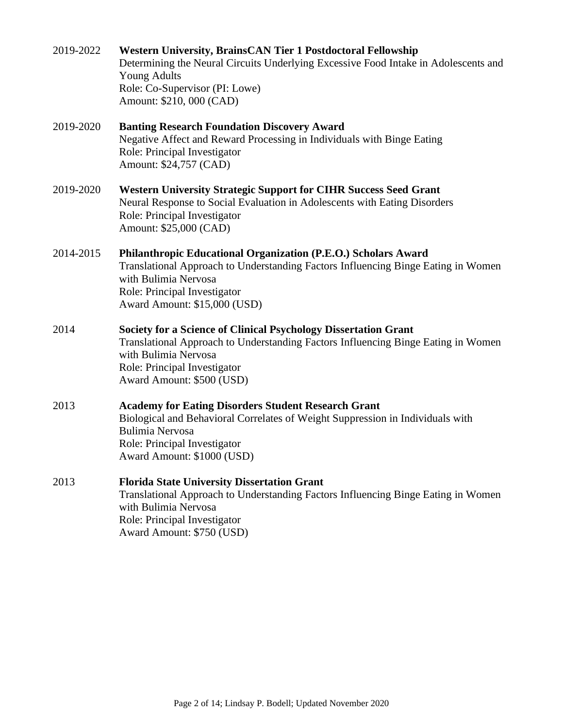2019-2022 **Western University, BrainsCAN Tier 1 Postdoctoral Fellowship**
Determining the Neural Circuits Underlying Excessive Food Intake in Adolescents and Young Adults
Role: Co-Supervisor (PI: Lowe)
Amount: $210, 000 (CAD)

2019-2020 **Banting Research Foundation Discovery Award**
Negative Affect and Reward Processing in Individuals with Binge Eating
Role: Principal Investigator
Amount: $24,757 (CAD)

2019-2020 **Western University Strategic Support for CIHR Success Seed Grant**
Neural Response to Social Evaluation in Adolescents with Eating Disorders
Role: Principal Investigator
Amount: $25,000 (CAD)

2014-2015 **Philanthropic Educational Organization (P.E.O.) Scholars Award**
Translational Approach to Understanding Factors Influencing Binge Eating in Women with Bulimia Nervosa
Role: Principal Investigator
Award Amount: $15,000 (USD)

2014 **Society for a Science of Clinical Psychology Dissertation Grant**
Translational Approach to Understanding Factors Influencing Binge Eating in Women with Bulimia Nervosa
Role: Principal Investigator
Award Amount: $500 (USD)

2013 **Academy for Eating Disorders Student Research Grant**
Biological and Behavioral Correlates of Weight Suppression in Individuals with Bulimia Nervosa
Role: Principal Investigator
Award Amount: $1000 (USD)

2013 **Florida State University Dissertation Grant**
Translational Approach to Understanding Factors Influencing Binge Eating in Women with Bulimia Nervosa
Role: Principal Investigator
Award Amount: $750 (USD)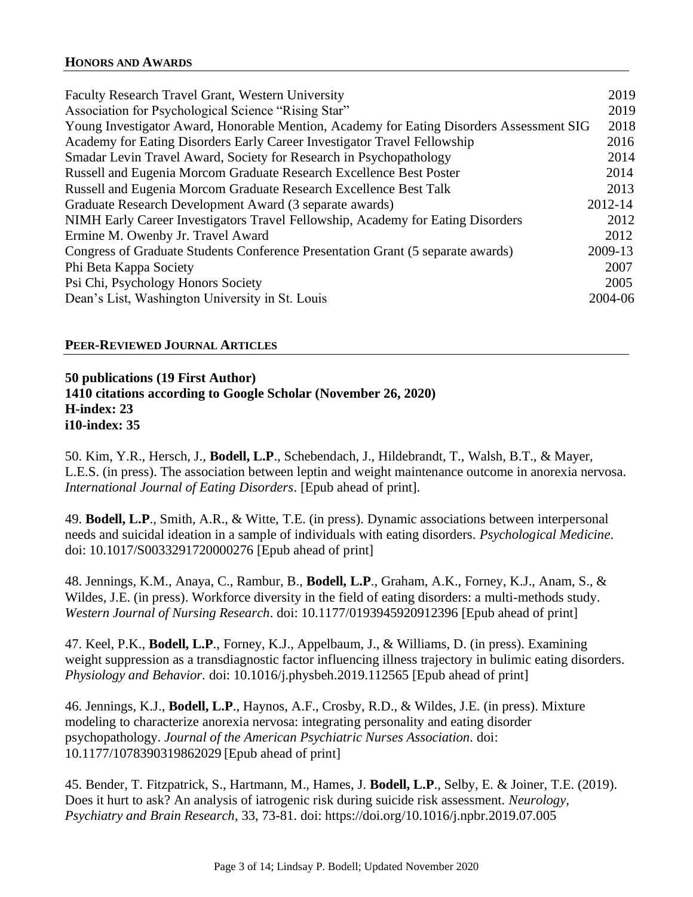## Honors and Awards

| | |
|---|---|
| Faculty Research Travel Grant, Western University | 2019 |
| Association for Psychological Science "Rising Star" | 2019 |
| Young Investigator Award, Honorable Mention, Academy for Eating Disorders Assessment SIG | 2018 |
| Academy for Eating Disorders Early Career Investigator Travel Fellowship | 2016 |
| Smadar Levin Travel Award, Society for Research in Psychopathology | 2014 |
| Russell and Eugenia Morcom Graduate Research Excellence Best Poster | 2014 |
| Russell and Eugenia Morcom Graduate Research Excellence Best Talk | 2013 |
| Graduate Research Development Award (3 separate awards) | 2012-14 |
| NIMH Early Career Investigators Travel Fellowship, Academy for Eating Disorders | 2012 |
| Ermine M. Owenby Jr. Travel Award | 2012 |
| Congress of Graduate Students Conference Presentation Grant (5 separate awards) | 2009-13 |
| Phi Beta Kappa Society | 2007 |
| Psi Chi, Psychology Honors Society | 2005 |
| Dean's List, Washington University in St. Louis | 2004-06 |

## Peer-Reviewed Journal Articles

**50 publications (19 First Author)**
**1410 citations according to Google Scholar (November 26, 2020)**
**H-index: 23**
**i10-index: 35**

50. Kim, Y.R., Hersch, J., **Bodell, L.P**., Schebendach, J., Hildebrandt, T., Walsh, B.T., & Mayer, L.E.S. (in press). The association between leptin and weight maintenance outcome in anorexia nervosa. *International Journal of Eating Disorders*. [Epub ahead of print].

49. **Bodell, L.P**., Smith, A.R., & Witte, T.E. (in press). Dynamic associations between interpersonal needs and suicidal ideation in a sample of individuals with eating disorders. *Psychological Medicine*. doi: 10.1017/S0033291720000276 [Epub ahead of print]

48. Jennings, K.M., Anaya, C., Rambur, B., **Bodell, L.P**., Graham, A.K., Forney, K.J., Anam, S., & Wildes, J.E. (in press). Workforce diversity in the field of eating disorders: a multi-methods study. *Western Journal of Nursing Research*. doi: 10.1177/0193945920912396 [Epub ahead of print]

47. Keel, P.K., **Bodell, L.P**., Forney, K.J., Appelbaum, J., & Williams, D. (in press). Examining weight suppression as a transdiagnostic factor influencing illness trajectory in bulimic eating disorders. *Physiology and Behavior.* doi: 10.1016/j.physbeh.2019.112565 [Epub ahead of print]

46. Jennings, K.J., **Bodell, L.P**., Haynos, A.F., Crosby, R.D., & Wildes, J.E. (in press). Mixture modeling to characterize anorexia nervosa: integrating personality and eating disorder psychopathology. *Journal of the American Psychiatric Nurses Association*. doi: 10.1177/1078390319862029 [Epub ahead of print]

45. Bender, T. Fitzpatrick, S., Hartmann, M., Hames, J. **Bodell, L.P**., Selby, E. & Joiner, T.E. (2019). Does it hurt to ask? An analysis of iatrogenic risk during suicide risk assessment. *Neurology, Psychiatry and Brain Research*, 33, 73-81. doi: https://doi.org/10.1016/j.npbr.2019.07.005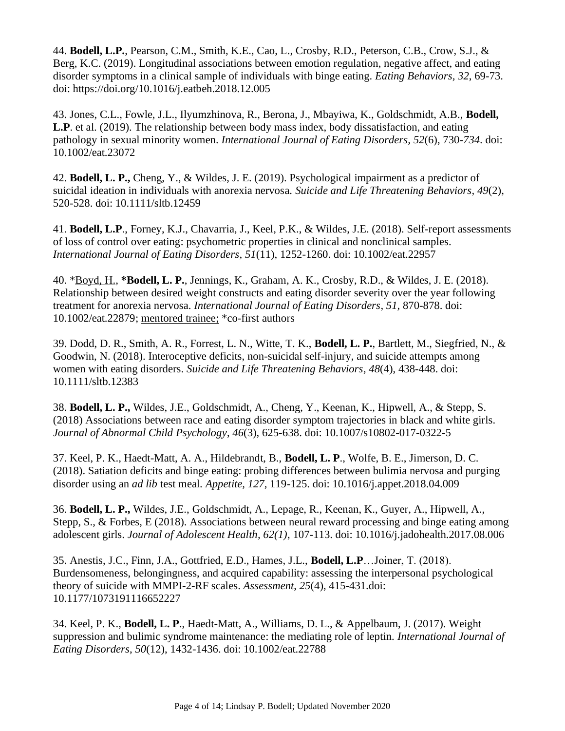44. **Bodell, L.P.**, Pearson, C.M., Smith, K.E., Cao, L., Crosby, R.D., Peterson, C.B., Crow, S.J., & Berg, K.C. (2019). Longitudinal associations between emotion regulation, negative affect, and eating disorder symptoms in a clinical sample of individuals with binge eating. *Eating Behaviors, 32*, 69-73. doi: https://doi.org/10.1016/j.eatbeh.2018.12.005

43. Jones, C.L., Fowle, J.L., Ilyumzhinova, R., Berona, J., Mbayiwa, K., Goldschmidt, A.B., **Bodell, L.P**. et al. (2019). The relationship between body mass index, body dissatisfaction, and eating pathology in sexual minority women. *International Journal of Eating Disorders*, *52*(6), 730-*734*. doi: 10.1002/eat.23072

42. **Bodell, L. P.,** Cheng, Y., & Wildes, J. E. (2019). Psychological impairment as a predictor of suicidal ideation in individuals with anorexia nervosa. *Suicide and Life Threatening Behaviors*, *49*(2), 520-528. doi: 10.1111/sltb.12459

41. **Bodell, L.P**., Forney, K.J., Chavarria, J., Keel, P.K., & Wildes, J.E. (2018). Self-report assessments of loss of control over eating: psychometric properties in clinical and nonclinical samples. *International Journal of Eating Disorders*, *51*(11), 1252-1260. doi: 10.1002/eat.22957

40. \*<u>Boyd, H.</u>, **\*Bodell, L. P.**, Jennings, K., Graham, A. K., Crosby, R.D., & Wildes, J. E. (2018). Relationship between desired weight constructs and eating disorder severity over the year following treatment for anorexia nervosa. *International Journal of Eating Disorders, 51,* 870-878. doi: 10.1002/eat.22879; <u>mentored trainee;</u> \*co-first authors

39. Dodd, D. R., Smith, A. R., Forrest, L. N., Witte, T. K., **Bodell, L. P.**, Bartlett, M., Siegfried, N., & Goodwin, N. (2018). Interoceptive deficits, non-suicidal self-injury, and suicide attempts among women with eating disorders. *Suicide and Life Threatening Behaviors*, *48*(4), 438-448. doi: 10.1111/sltb.12383

38. **Bodell, L. P.,** Wildes, J.E., Goldschmidt, A., Cheng, Y., Keenan, K., Hipwell, A., & Stepp, S. (2018) Associations between race and eating disorder symptom trajectories in black and white girls. *Journal of Abnormal Child Psychology*, *46*(3), 625-638. doi: 10.1007/s10802-017-0322-5

37. Keel, P. K., Haedt-Matt, A. A., Hildebrandt, B., **Bodell, L. P**., Wolfe, B. E., Jimerson, D. C. (2018). Satiation deficits and binge eating: probing differences between bulimia nervosa and purging disorder using an *ad lib* test meal. *Appetite, 127*, 119-125. doi: 10.1016/j.appet.2018.04.009

36. **Bodell, L. P.,** Wildes, J.E., Goldschmidt, A., Lepage, R., Keenan, K., Guyer, A., Hipwell, A., Stepp, S., & Forbes, E (2018). Associations between neural reward processing and binge eating among adolescent girls. *Journal of Adolescent Health, 62(1)*, 107-113. doi: 10.1016/j.jadohealth.2017.08.006

35. Anestis, J.C., Finn, J.A., Gottfried, E.D., Hames, J.L., **Bodell, L.P**…Joiner, T. (2018). Burdensomeness, belongingness, and acquired capability: assessing the interpersonal psychological theory of suicide with MMPI-2-RF scales. *Assessment, 25*(4), 415-431.doi: 10.1177/1073191116652227

34. Keel, P. K., **Bodell, L. P**., Haedt-Matt, A., Williams, D. L., & Appelbaum, J. (2017). Weight suppression and bulimic syndrome maintenance: the mediating role of leptin. *International Journal of Eating Disorders*, *50*(12), 1432-1436. doi: 10.1002/eat.22788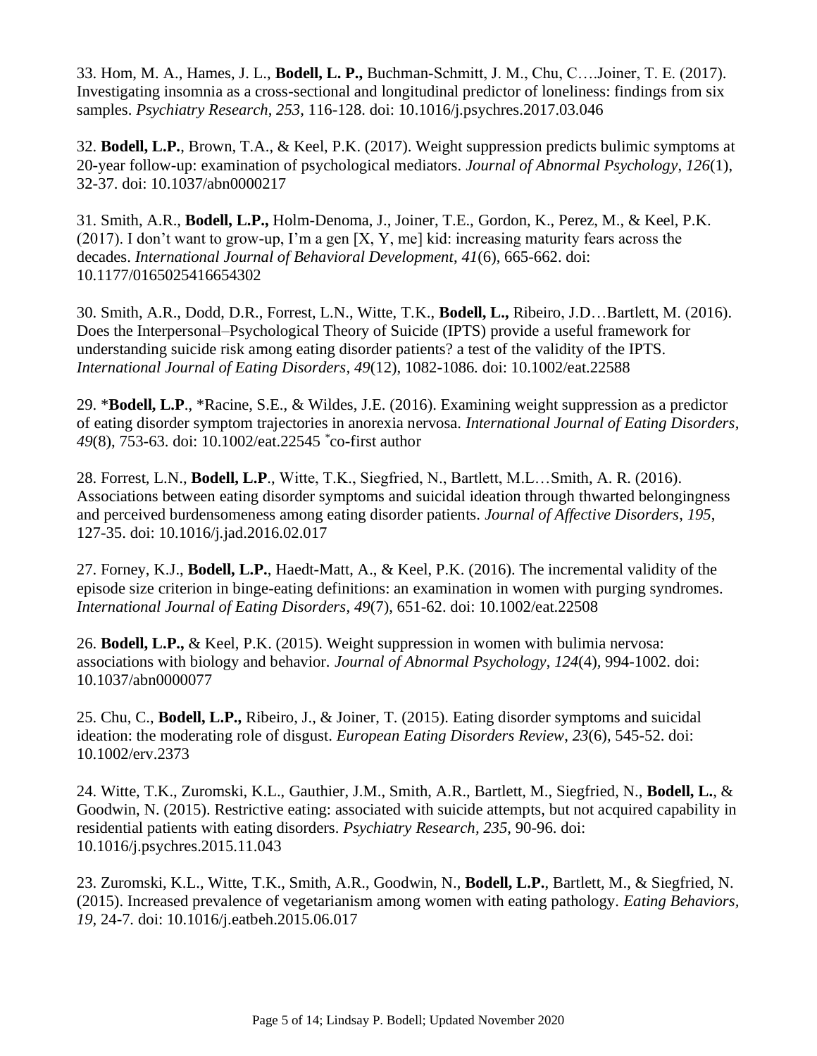33. Hom, M. A., Hames, J. L., **Bodell, L. P.,** Buchman-Schmitt, J. M., Chu, C….Joiner, T. E. (2017). Investigating insomnia as a cross-sectional and longitudinal predictor of loneliness: findings from six samples. *Psychiatry Research*, *253*, 116-128. doi: 10.1016/j.psychres.2017.03.046

32. **Bodell, L.P.**, Brown, T.A., & Keel, P.K. (2017). Weight suppression predicts bulimic symptoms at 20-year follow-up: examination of psychological mediators. *Journal of Abnormal Psychology*, *126*(1), 32-37. doi: 10.1037/abn0000217

31. Smith, A.R., **Bodell, L.P.,** Holm-Denoma, J., Joiner, T.E., Gordon, K., Perez, M., & Keel, P.K. (2017). I don't want to grow-up, I'm a gen [X, Y, me] kid: increasing maturity fears across the decades. *International Journal of Behavioral Development*, *41*(6), 665-662. doi: 10.1177/0165025416654302

30. Smith, A.R., Dodd, D.R., Forrest, L.N., Witte, T.K., **Bodell, L.,** Ribeiro, J.D…Bartlett, M. (2016). Does the Interpersonal–Psychological Theory of Suicide (IPTS) provide a useful framework for understanding suicide risk among eating disorder patients? a test of the validity of the IPTS. *International Journal of Eating Disorders*, *49*(12), 1082-1086. doi: 10.1002/eat.22588

29. *​**Bodell, L.P**., *Racine, S.E., & Wildes, J.E. (2016). Examining weight suppression as a predictor of eating disorder symptom trajectories in anorexia nervosa. *International Journal of Eating Disorders*, *49*(8), 753-63. doi: 10.1002/eat.22545 *co-first author

28. Forrest, L.N., **Bodell, L.P**., Witte, T.K., Siegfried, N., Bartlett, M.L…Smith, A. R. (2016). Associations between eating disorder symptoms and suicidal ideation through thwarted belongingness and perceived burdensomeness among eating disorder patients. *Journal of Affective Disorders*, *195*, 127-35. doi: 10.1016/j.jad.2016.02.017

27. Forney, K.J., **Bodell, L.P.**, Haedt-Matt, A., & Keel, P.K. (2016). The incremental validity of the episode size criterion in binge-eating definitions: an examination in women with purging syndromes. *International Journal of Eating Disorders, 49*(7), 651-62. doi: 10.1002/eat.22508

26. **Bodell, L.P.,** & Keel, P.K. (2015). Weight suppression in women with bulimia nervosa: associations with biology and behavior. *Journal of Abnormal Psychology*, *124*(4), 994-1002. doi: 10.1037/abn0000077

25. Chu, C., **Bodell, L.P.,** Ribeiro, J., & Joiner, T. (2015). Eating disorder symptoms and suicidal ideation: the moderating role of disgust. *European Eating Disorders Review*, *23*(6), 545-52. doi: 10.1002/erv.2373

24. Witte, T.K., Zuromski, K.L., Gauthier, J.M., Smith, A.R., Bartlett, M., Siegfried, N., **Bodell, L.**, & Goodwin, N. (2015). Restrictive eating: associated with suicide attempts, but not acquired capability in residential patients with eating disorders. *Psychiatry Research, 235*, 90-96. doi: 10.1016/j.psychres.2015.11.043

23. Zuromski, K.L., Witte, T.K., Smith, A.R., Goodwin, N., **Bodell, L.P.**, Bartlett, M., & Siegfried, N. (2015). Increased prevalence of vegetarianism among women with eating pathology. *Eating Behaviors, 19*, 24-7. doi: 10.1016/j.eatbeh.2015.06.017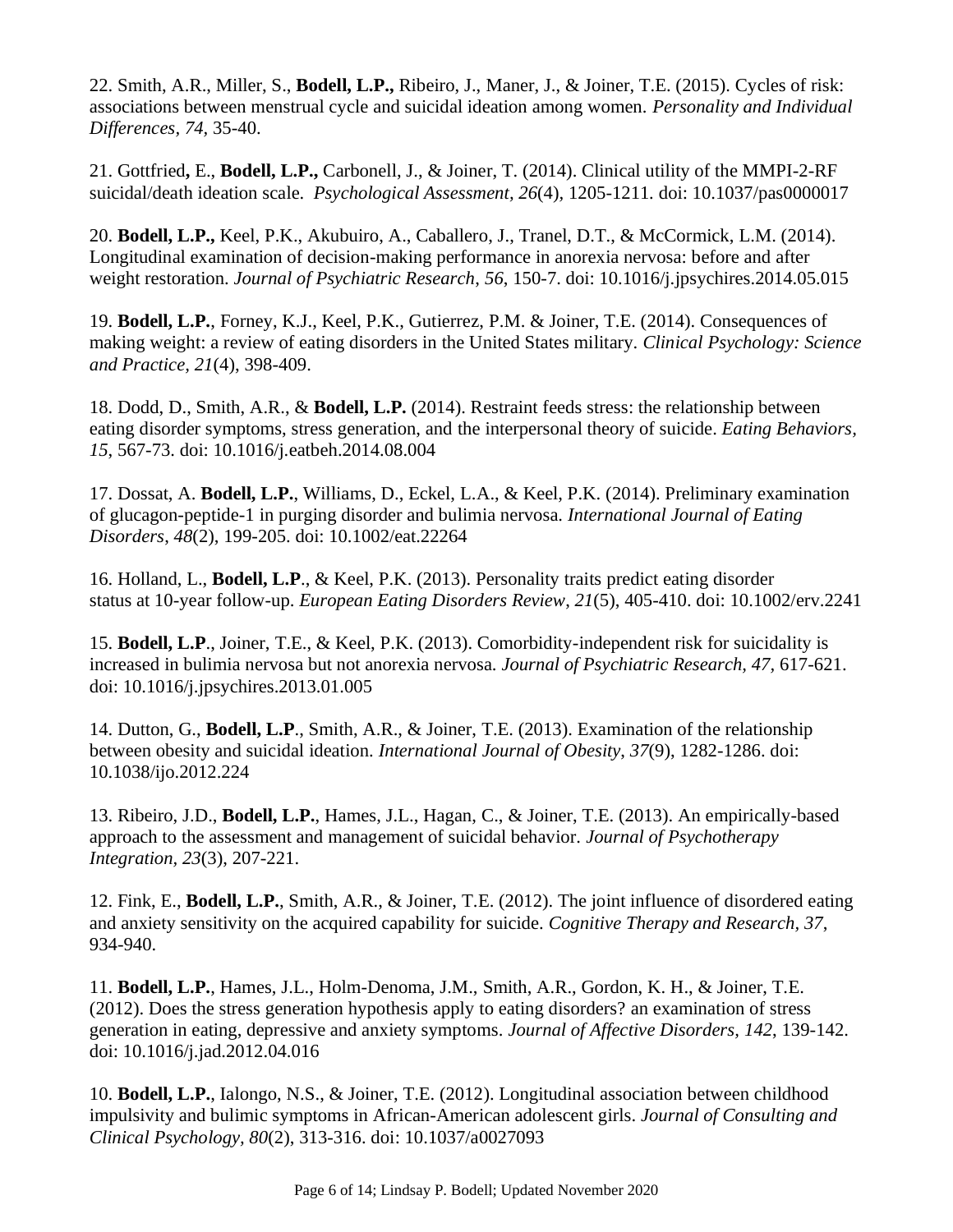22. Smith, A.R., Miller, S., **Bodell, L.P.,** Ribeiro, J., Maner, J., & Joiner, T.E. (2015). Cycles of risk: associations between menstrual cycle and suicidal ideation among women. *Personality and Individual Differences*, *74*, 35-40.

21. Gottfried**,** E., **Bodell, L.P.,** Carbonell, J., & Joiner, T. (2014). Clinical utility of the MMPI-2-RF suicidal/death ideation scale. *Psychological Assessment, 26*(4), 1205-1211. doi: 10.1037/pas0000017

20. **Bodell, L.P.,** Keel, P.K., Akubuiro, A., Caballero, J., Tranel, D.T., & McCormick, L.M. (2014). Longitudinal examination of decision-making performance in anorexia nervosa: before and after weight restoration. *Journal of Psychiatric Research*, *56*, 150-7. doi: 10.1016/j.jpsychires.2014.05.015

19. **Bodell, L.P.**, Forney, K.J., Keel, P.K., Gutierrez, P.M. & Joiner, T.E. (2014). Consequences of making weight: a review of eating disorders in the United States military. *Clinical Psychology: Science and Practice*, *21*(4), 398-409.

18. Dodd, D., Smith, A.R., & **Bodell, L.P.** (2014). Restraint feeds stress: the relationship between eating disorder symptoms, stress generation, and the interpersonal theory of suicide. *Eating Behaviors*, *15*, 567-73. doi: 10.1016/j.eatbeh.2014.08.004

17. Dossat, A. **Bodell, L.P.**, Williams, D., Eckel, L.A., & Keel, P.K. (2014). Preliminary examination of glucagon-peptide-1 in purging disorder and bulimia nervosa. *International Journal of Eating Disorders*, *48*(2), 199-205. doi: 10.1002/eat.22264

16. Holland, L., **Bodell, L.P**., & Keel, P.K. (2013). Personality traits predict eating disorder status at 10-year follow-up. *European Eating Disorders Review*, *21*(5), 405-410. doi: 10.1002/erv.2241

15. **Bodell, L.P**., Joiner, T.E., & Keel, P.K. (2013). Comorbidity-independent risk for suicidality is increased in bulimia nervosa but not anorexia nervosa. *Journal of Psychiatric Research*, *47*, 617-621. doi: 10.1016/j.jpsychires.2013.01.005

14. Dutton, G., **Bodell, L.P**., Smith, A.R., & Joiner, T.E. (2013). Examination of the relationship between obesity and suicidal ideation. *International Journal of Obesity*, *37*(9), 1282-1286. doi: 10.1038/ijo.2012.224

13. Ribeiro, J.D., **Bodell, L.P.**, Hames, J.L., Hagan, C., & Joiner, T.E. (2013). An empirically-based approach to the assessment and management of suicidal behavior. *Journal of Psychotherapy Integration*, *23*(3), 207-221.

12. Fink, E., **Bodell, L.P.**, Smith, A.R., & Joiner, T.E. (2012). The joint influence of disordered eating and anxiety sensitivity on the acquired capability for suicide. *Cognitive Therapy and Research*, *37*, 934-940.

11. **Bodell, L.P.**, Hames, J.L., Holm-Denoma, J.M., Smith, A.R., Gordon, K. H., & Joiner, T.E. (2012). Does the stress generation hypothesis apply to eating disorders? an examination of stress generation in eating, depressive and anxiety symptoms. *Journal of Affective Disorders, 142*, 139-142. doi: 10.1016/j.jad.2012.04.016

10. **Bodell, L.P.**, Ialongo, N.S., & Joiner, T.E. (2012). Longitudinal association between childhood impulsivity and bulimic symptoms in African-American adolescent girls. *Journal of Consulting and Clinical Psychology, 80*(2), 313-316. doi: 10.1037/a0027093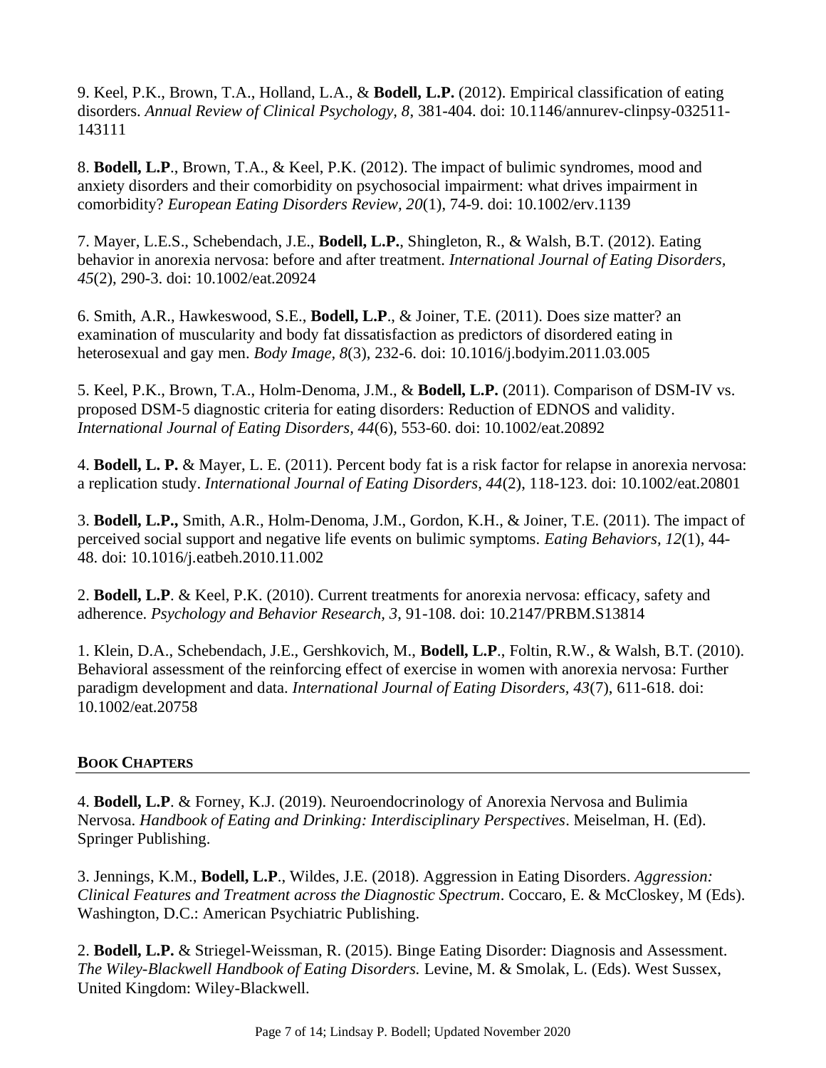9. Keel, P.K., Brown, T.A., Holland, L.A., & **Bodell, L.P.** (2012). Empirical classification of eating disorders. *Annual Review of Clinical Psychology, 8*, 381-404. doi: 10.1146/annurev-clinpsy-032511-143111

8. **Bodell, L.P**., Brown, T.A., & Keel, P.K. (2012). The impact of bulimic syndromes, mood and anxiety disorders and their comorbidity on psychosocial impairment: what drives impairment in comorbidity? *European Eating Disorders Review, 20*(1), 74-9. doi: 10.1002/erv.1139

7. Mayer, L.E.S., Schebendach, J.E., **Bodell, L.P.**, Shingleton, R., & Walsh, B.T. (2012). Eating behavior in anorexia nervosa: before and after treatment. *International Journal of Eating Disorders, 45*(2), 290-3. doi: 10.1002/eat.20924

6. Smith, A.R., Hawkeswood, S.E., **Bodell, L.P**., & Joiner, T.E. (2011). Does size matter? an examination of muscularity and body fat dissatisfaction as predictors of disordered eating in heterosexual and gay men. *Body Image, 8*(3), 232-6. doi: 10.1016/j.bodyim.2011.03.005

5. Keel, P.K., Brown, T.A., Holm-Denoma, J.M., & **Bodell, L.P.** (2011). Comparison of DSM-IV vs. proposed DSM-5 diagnostic criteria for eating disorders: Reduction of EDNOS and validity. *International Journal of Eating Disorders, 44*(6), 553-60. doi: 10.1002/eat.20892

4. **Bodell, L. P.** & Mayer, L. E. (2011). Percent body fat is a risk factor for relapse in anorexia nervosa: a replication study. *International Journal of Eating Disorders, 44*(2), 118-123. doi: 10.1002/eat.20801

3. **Bodell, L.P.,** Smith, A.R., Holm-Denoma, J.M., Gordon, K.H., & Joiner, T.E. (2011). The impact of perceived social support and negative life events on bulimic symptoms. *Eating Behaviors, 12*(1), 44-48. doi: 10.1016/j.eatbeh.2010.11.002

2. **Bodell, L.P**. & Keel, P.K. (2010). Current treatments for anorexia nervosa: efficacy, safety and adherence. *Psychology and Behavior Research, 3*, 91-108. doi: 10.2147/PRBM.S13814

1. Klein, D.A., Schebendach, J.E., Gershkovich, M., **Bodell, L.P**., Foltin, R.W., & Walsh, B.T. (2010). Behavioral assessment of the reinforcing effect of exercise in women with anorexia nervosa: Further paradigm development and data. *International Journal of Eating Disorders, 43*(7), 611-618. doi: 10.1002/eat.20758

## BOOK CHAPTERS

4. **Bodell, L.P**. & Forney, K.J. (2019). Neuroendocrinology of Anorexia Nervosa and Bulimia Nervosa. *Handbook of Eating and Drinking: Interdisciplinary Perspectives*. Meiselman, H. (Ed). Springer Publishing.

3. Jennings, K.M., **Bodell, L.P**., Wildes, J.E. (2018). Aggression in Eating Disorders. *Aggression: Clinical Features and Treatment across the Diagnostic Spectrum*. Coccaro, E. & McCloskey, M (Eds). Washington, D.C.: American Psychiatric Publishing.

2. **Bodell, L.P.** & Striegel-Weissman, R. (2015). Binge Eating Disorder: Diagnosis and Assessment. *The Wiley-Blackwell Handbook of Eating Disorders.* Levine, M. & Smolak, L. (Eds). West Sussex, United Kingdom: Wiley-Blackwell.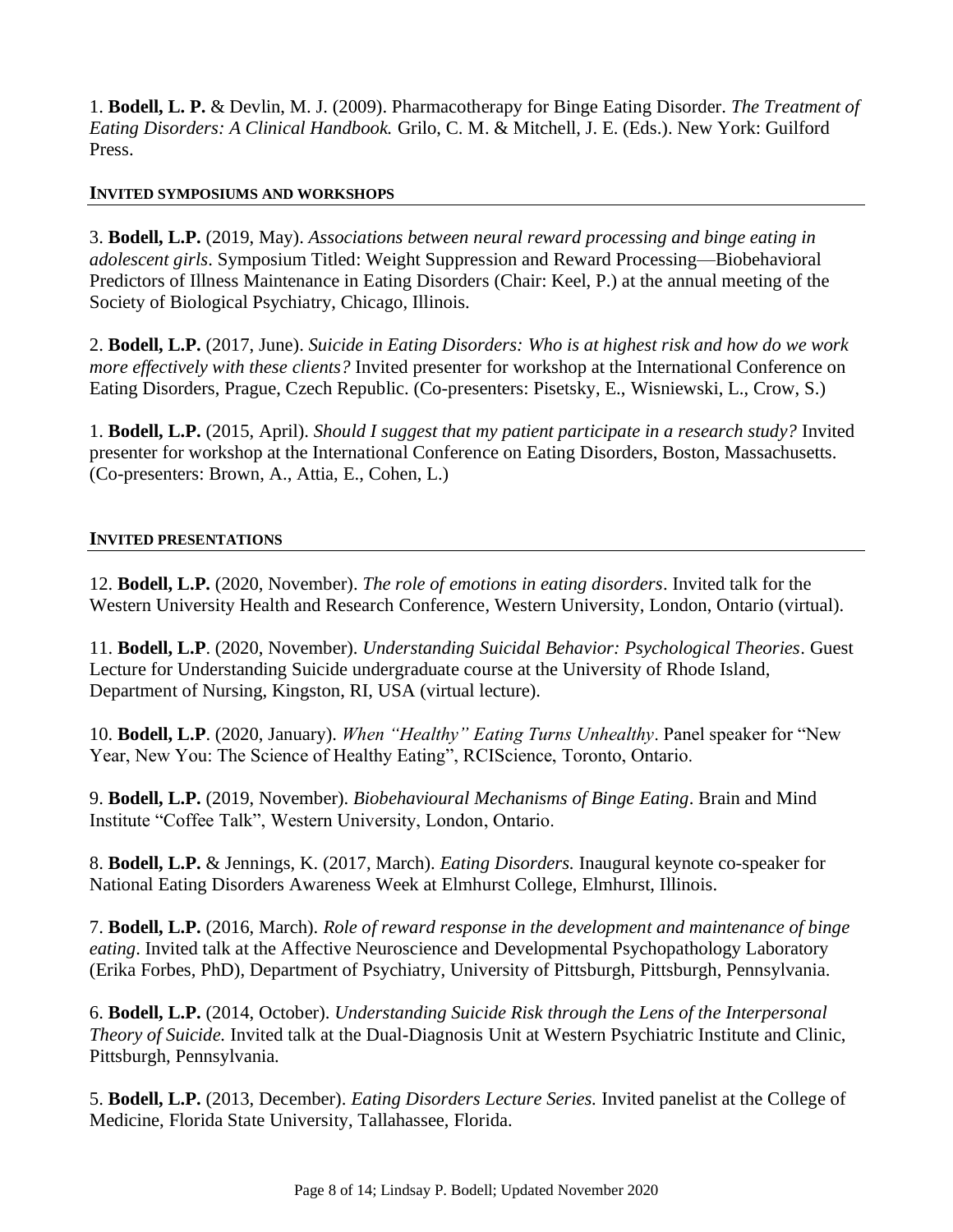1. **Bodell, L. P.** & Devlin, M. J. (2009). Pharmacotherapy for Binge Eating Disorder. *The Treatment of Eating Disorders: A Clinical Handbook.* Grilo, C. M. & Mitchell, J. E. (Eds.). New York: Guilford Press.

## INVITED SYMPOSIUMS AND WORKSHOPS

3. **Bodell, L.P.** (2019, May). *Associations between neural reward processing and binge eating in adolescent girls*. Symposium Titled: Weight Suppression and Reward Processing—Biobehavioral Predictors of Illness Maintenance in Eating Disorders (Chair: Keel, P.) at the annual meeting of the Society of Biological Psychiatry, Chicago, Illinois.

2. **Bodell, L.P.** (2017, June). *Suicide in Eating Disorders: Who is at highest risk and how do we work more effectively with these clients?* Invited presenter for workshop at the International Conference on Eating Disorders, Prague, Czech Republic. (Co-presenters: Pisetsky, E., Wisniewski, L., Crow, S.)

1. **Bodell, L.P.** (2015, April). *Should I suggest that my patient participate in a research study?* Invited presenter for workshop at the International Conference on Eating Disorders, Boston, Massachusetts. (Co-presenters: Brown, A., Attia, E., Cohen, L.)

## INVITED PRESENTATIONS

12. **Bodell, L.P.** (2020, November). *The role of emotions in eating disorders*. Invited talk for the Western University Health and Research Conference, Western University, London, Ontario (virtual).

11. **Bodell, L.P**. (2020, November). *Understanding Suicidal Behavior: Psychological Theories*. Guest Lecture for Understanding Suicide undergraduate course at the University of Rhode Island, Department of Nursing, Kingston, RI, USA (virtual lecture).

10. **Bodell, L.P**. (2020, January). *When "Healthy" Eating Turns Unhealthy*. Panel speaker for "New Year, New You: The Science of Healthy Eating", RCIScience, Toronto, Ontario.

9. **Bodell, L.P.** (2019, November). *Biobehavioural Mechanisms of Binge Eating*. Brain and Mind Institute "Coffee Talk", Western University, London, Ontario.

8. **Bodell, L.P.** & Jennings, K. (2017, March). *Eating Disorders.* Inaugural keynote co-speaker for National Eating Disorders Awareness Week at Elmhurst College, Elmhurst, Illinois.

7. **Bodell, L.P.** (2016, March). *Role of reward response in the development and maintenance of binge eating*. Invited talk at the Affective Neuroscience and Developmental Psychopathology Laboratory (Erika Forbes, PhD), Department of Psychiatry, University of Pittsburgh, Pittsburgh, Pennsylvania.

6. **Bodell, L.P.** (2014, October). *Understanding Suicide Risk through the Lens of the Interpersonal Theory of Suicide.* Invited talk at the Dual-Diagnosis Unit at Western Psychiatric Institute and Clinic, Pittsburgh, Pennsylvania.

5. **Bodell, L.P.** (2013, December). *Eating Disorders Lecture Series.* Invited panelist at the College of Medicine, Florida State University, Tallahassee, Florida.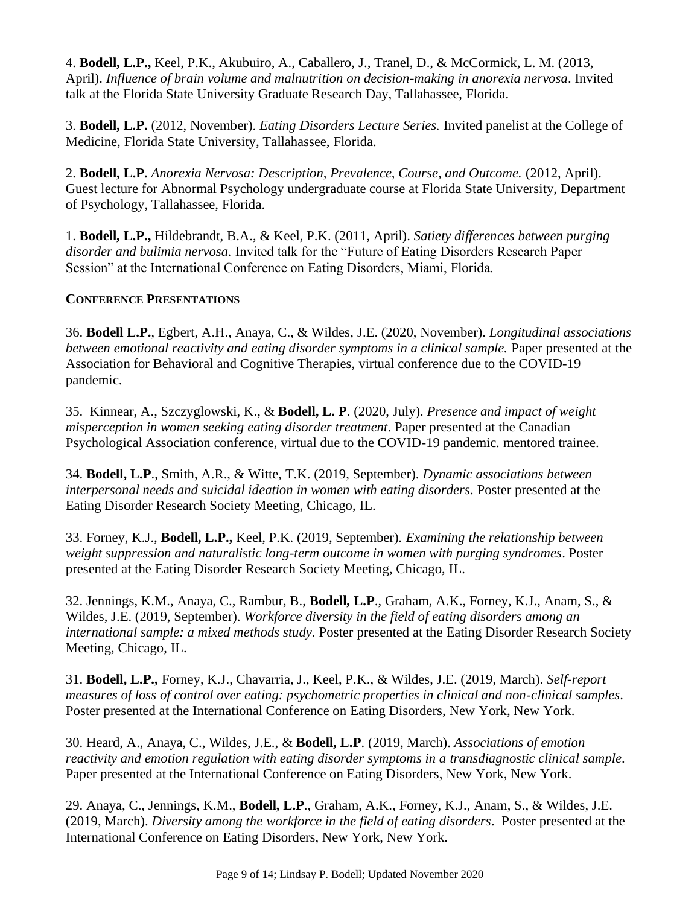4. **Bodell, L.P.,** Keel, P.K., Akubuiro, A., Caballero, J., Tranel, D., & McCormick, L. M. (2013, April). *Influence of brain volume and malnutrition on decision-making in anorexia nervosa*. Invited talk at the Florida State University Graduate Research Day, Tallahassee, Florida.

3. **Bodell, L.P.** (2012, November). *Eating Disorders Lecture Series.* Invited panelist at the College of Medicine, Florida State University, Tallahassee, Florida.

2. **Bodell, L.P.** *Anorexia Nervosa: Description, Prevalence, Course, and Outcome.* (2012, April). Guest lecture for Abnormal Psychology undergraduate course at Florida State University, Department of Psychology, Tallahassee, Florida.

1. **Bodell, L.P.,** Hildebrandt, B.A., & Keel, P.K. (2011, April). *Satiety differences between purging disorder and bulimia nervosa.* Invited talk for the "Future of Eating Disorders Research Paper Session" at the International Conference on Eating Disorders, Miami, Florida.

## CONFERENCE PRESENTATIONS

36. **Bodell L.P.**, Egbert, A.H., Anaya, C., & Wildes, J.E. (2020, November). *Longitudinal associations between emotional reactivity and eating disorder symptoms in a clinical sample.* Paper presented at the Association for Behavioral and Cognitive Therapies, virtual conference due to the COVID-19 pandemic.

35. Kinnear, A., Szczyglowski, K., & **Bodell, L. P**. (2020, July). *Presence and impact of weight misperception in women seeking eating disorder treatment*. Paper presented at the Canadian Psychological Association conference, virtual due to the COVID-19 pandemic. mentored trainee.

34. **Bodell, L.P**., Smith, A.R., & Witte, T.K. (2019, September). *Dynamic associations between interpersonal needs and suicidal ideation in women with eating disorders*. Poster presented at the Eating Disorder Research Society Meeting, Chicago, IL.

33. Forney, K.J., **Bodell, L.P.,** Keel, P.K. (2019, September). *Examining the relationship between weight suppression and naturalistic long-term outcome in women with purging syndromes*. Poster presented at the Eating Disorder Research Society Meeting, Chicago, IL.

32. Jennings, K.M., Anaya, C., Rambur, B., **Bodell, L.P**., Graham, A.K., Forney, K.J., Anam, S., & Wildes, J.E. (2019, September). *Workforce diversity in the field of eating disorders among an international sample: a mixed methods study.* Poster presented at the Eating Disorder Research Society Meeting, Chicago, IL.

31. **Bodell, L.P.,** Forney, K.J., Chavarria, J., Keel, P.K., & Wildes, J.E. (2019, March). *Self-report measures of loss of control over eating: psychometric properties in clinical and non-clinical samples*. Poster presented at the International Conference on Eating Disorders, New York, New York.

30. Heard, A., Anaya, C., Wildes, J.E., & **Bodell, L.P**. (2019, March). *Associations of emotion reactivity and emotion regulation with eating disorder symptoms in a transdiagnostic clinical sample*. Paper presented at the International Conference on Eating Disorders, New York, New York.

29. Anaya, C., Jennings, K.M., **Bodell, L.P**., Graham, A.K., Forney, K.J., Anam, S., & Wildes, J.E. (2019, March). *Diversity among the workforce in the field of eating disorders*. Poster presented at the International Conference on Eating Disorders, New York, New York.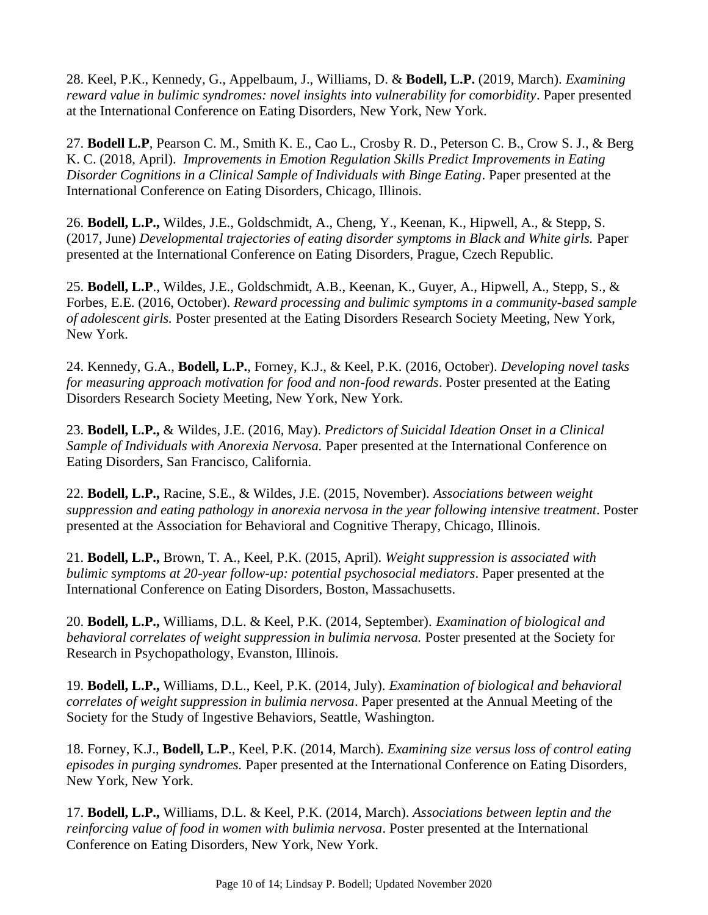28. Keel, P.K., Kennedy, G., Appelbaum, J., Williams, D. & **Bodell, L.P.** (2019, March). *Examining reward value in bulimic syndromes: novel insights into vulnerability for comorbidity*. Paper presented at the International Conference on Eating Disorders, New York, New York.

27. **Bodell L.P**, Pearson C. M., Smith K. E., Cao L., Crosby R. D., Peterson C. B., Crow S. J., & Berg K. C. (2018, April). *Improvements in Emotion Regulation Skills Predict Improvements in Eating Disorder Cognitions in a Clinical Sample of Individuals with Binge Eating*. Paper presented at the International Conference on Eating Disorders, Chicago, Illinois.

26. **Bodell, L.P.,** Wildes, J.E., Goldschmidt, A., Cheng, Y., Keenan, K., Hipwell, A., & Stepp, S. (2017, June) *Developmental trajectories of eating disorder symptoms in Black and White girls.* Paper presented at the International Conference on Eating Disorders, Prague, Czech Republic.

25. **Bodell, L.P**., Wildes, J.E., Goldschmidt, A.B., Keenan, K., Guyer, A., Hipwell, A., Stepp, S., & Forbes, E.E. (2016, October). *Reward processing and bulimic symptoms in a community-based sample of adolescent girls.* Poster presented at the Eating Disorders Research Society Meeting, New York, New York.

24. Kennedy, G.A., **Bodell, L.P.**, Forney, K.J., & Keel, P.K. (2016, October). *Developing novel tasks for measuring approach motivation for food and non-food rewards*. Poster presented at the Eating Disorders Research Society Meeting, New York, New York.

23. **Bodell, L.P.,** & Wildes, J.E. (2016, May). *Predictors of Suicidal Ideation Onset in a Clinical Sample of Individuals with Anorexia Nervosa.* Paper presented at the International Conference on Eating Disorders, San Francisco, California.

22. **Bodell, L.P.,** Racine, S.E., & Wildes, J.E. (2015, November). *Associations between weight suppression and eating pathology in anorexia nervosa in the year following intensive treatment*. Poster presented at the Association for Behavioral and Cognitive Therapy, Chicago, Illinois.

21. **Bodell, L.P.,** Brown, T. A., Keel, P.K. (2015, April). *Weight suppression is associated with bulimic symptoms at 20-year follow-up: potential psychosocial mediators*. Paper presented at the International Conference on Eating Disorders, Boston, Massachusetts.

20. **Bodell, L.P.,** Williams, D.L. & Keel, P.K. (2014, September). *Examination of biological and behavioral correlates of weight suppression in bulimia nervosa.* Poster presented at the Society for Research in Psychopathology, Evanston, Illinois.

19. **Bodell, L.P.,** Williams, D.L., Keel, P.K. (2014, July). *Examination of biological and behavioral correlates of weight suppression in bulimia nervosa*. Paper presented at the Annual Meeting of the Society for the Study of Ingestive Behaviors, Seattle, Washington.

18. Forney, K.J., **Bodell, L.P**., Keel, P.K. (2014, March). *Examining size versus loss of control eating episodes in purging syndromes.* Paper presented at the International Conference on Eating Disorders, New York, New York.

17. **Bodell, L.P.,** Williams, D.L. & Keel, P.K. (2014, March). *Associations between leptin and the reinforcing value of food in women with bulimia nervosa*. Poster presented at the International Conference on Eating Disorders, New York, New York.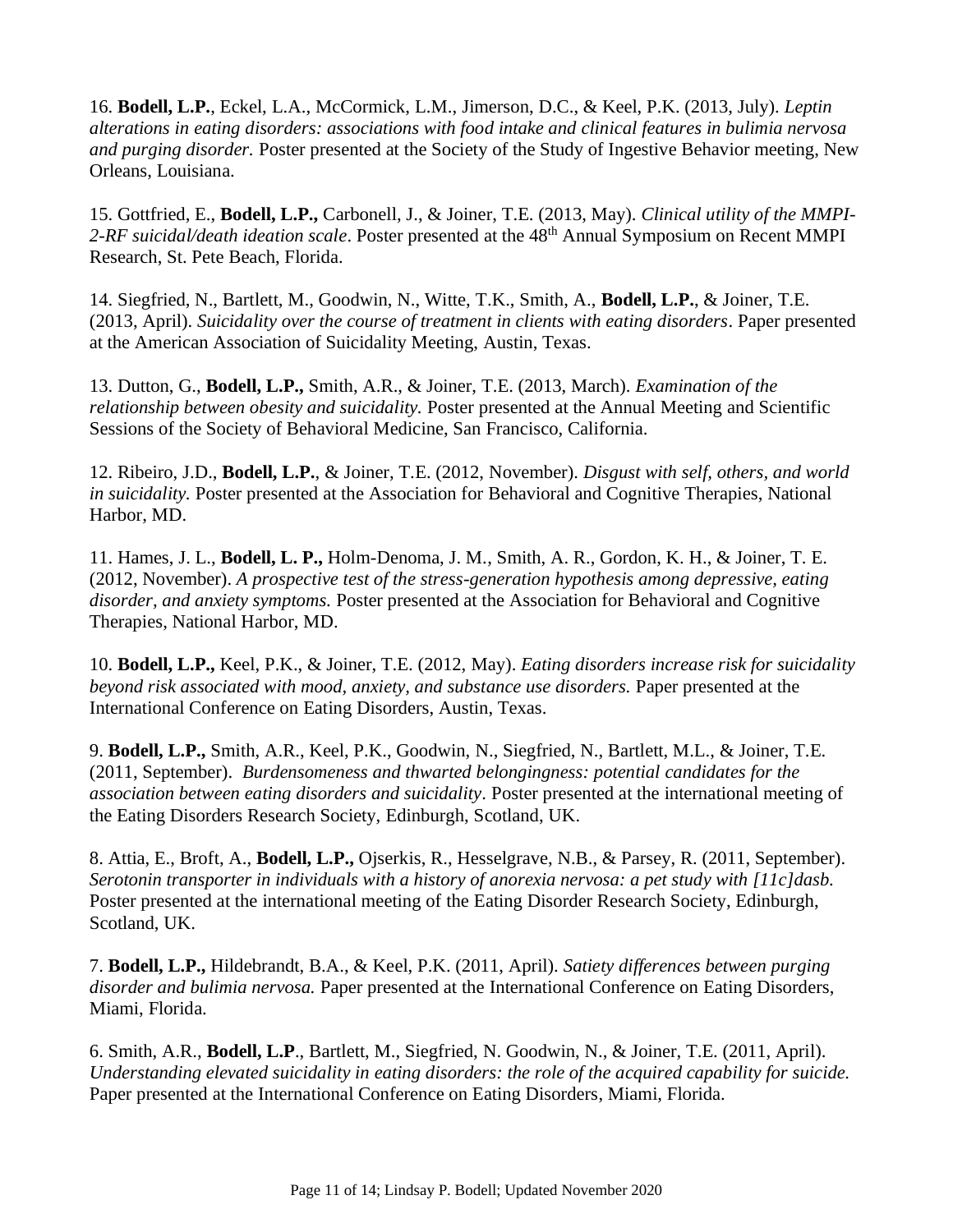16. **Bodell, L.P.**, Eckel, L.A., McCormick, L.M., Jimerson, D.C., & Keel, P.K. (2013, July). *Leptin alterations in eating disorders: associations with food intake and clinical features in bulimia nervosa and purging disorder.* Poster presented at the Society of the Study of Ingestive Behavior meeting, New Orleans, Louisiana.

15. Gottfried, E., **Bodell, L.P.,** Carbonell, J., & Joiner, T.E. (2013, May). *Clinical utility of the MMPI-2-RF suicidal/death ideation scale*. Poster presented at the 48th Annual Symposium on Recent MMPI Research, St. Pete Beach, Florida.

14. Siegfried, N., Bartlett, M., Goodwin, N., Witte, T.K., Smith, A., **Bodell, L.P.**, & Joiner, T.E. (2013, April). *Suicidality over the course of treatment in clients with eating disorders*. Paper presented at the American Association of Suicidality Meeting, Austin, Texas.

13. Dutton, G., **Bodell, L.P.,** Smith, A.R., & Joiner, T.E. (2013, March). *Examination of the relationship between obesity and suicidality.* Poster presented at the Annual Meeting and Scientific Sessions of the Society of Behavioral Medicine, San Francisco, California.

12. Ribeiro, J.D., **Bodell, L.P.**, & Joiner, T.E. (2012, November). *Disgust with self, others, and world in suicidality.* Poster presented at the Association for Behavioral and Cognitive Therapies, National Harbor, MD.

11. Hames, J. L., **Bodell, L. P.,** Holm-Denoma, J. M., Smith, A. R., Gordon, K. H., & Joiner, T. E. (2012, November). *A prospective test of the stress-generation hypothesis among depressive, eating disorder, and anxiety symptoms.* Poster presented at the Association for Behavioral and Cognitive Therapies, National Harbor, MD.

10. **Bodell, L.P.,** Keel, P.K., & Joiner, T.E. (2012, May). *Eating disorders increase risk for suicidality beyond risk associated with mood, anxiety, and substance use disorders.* Paper presented at the International Conference on Eating Disorders, Austin, Texas.

9. **Bodell, L.P.,** Smith, A.R., Keel, P.K., Goodwin, N., Siegfried, N., Bartlett, M.L., & Joiner, T.E. (2011, September). *Burdensomeness and thwarted belongingness: potential candidates for the association between eating disorders and suicidality*. Poster presented at the international meeting of the Eating Disorders Research Society, Edinburgh, Scotland, UK.

8. Attia, E., Broft, A., **Bodell, L.P.,** Ojserkis, R., Hesselgrave, N.B., & Parsey, R. (2011, September). *Serotonin transporter in individuals with a history of anorexia nervosa: a pet study with [11c]dasb.* Poster presented at the international meeting of the Eating Disorder Research Society, Edinburgh, Scotland, UK.

7. **Bodell, L.P.,** Hildebrandt, B.A., & Keel, P.K. (2011, April). *Satiety differences between purging disorder and bulimia nervosa.* Paper presented at the International Conference on Eating Disorders, Miami, Florida.

6. Smith, A.R., **Bodell, L.P**., Bartlett, M., Siegfried, N. Goodwin, N., & Joiner, T.E. (2011, April). *Understanding elevated suicidality in eating disorders: the role of the acquired capability for suicide.* Paper presented at the International Conference on Eating Disorders, Miami, Florida.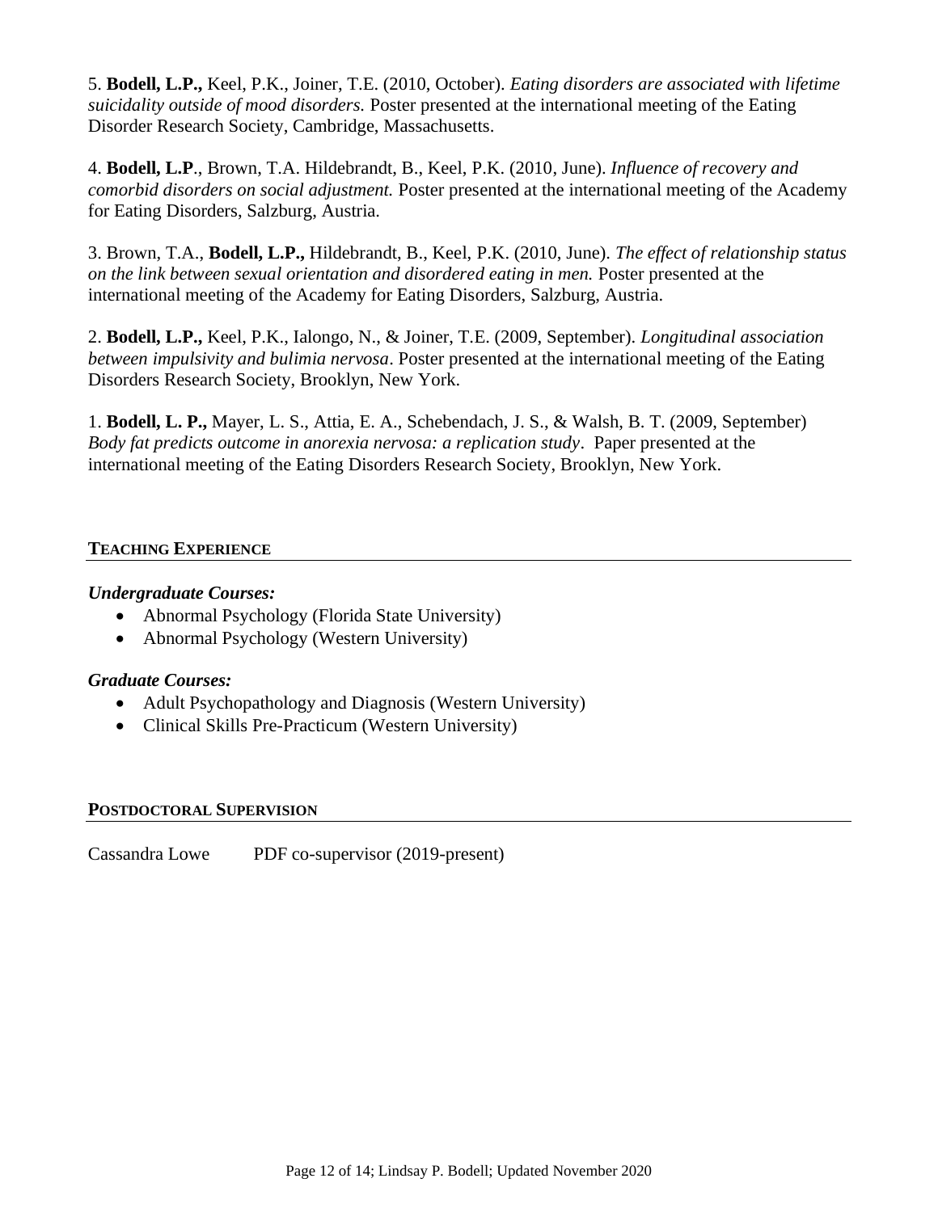5. **Bodell, L.P.,** Keel, P.K., Joiner, T.E. (2010, October). *Eating disorders are associated with lifetime suicidality outside of mood disorders.* Poster presented at the international meeting of the Eating Disorder Research Society, Cambridge, Massachusetts.

4. **Bodell, L.P**., Brown, T.A. Hildebrandt, B., Keel, P.K. (2010, June). *Influence of recovery and comorbid disorders on social adjustment.* Poster presented at the international meeting of the Academy for Eating Disorders, Salzburg, Austria.

3. Brown, T.A., **Bodell, L.P.,** Hildebrandt, B., Keel, P.K. (2010, June). *The effect of relationship status on the link between sexual orientation and disordered eating in men.* Poster presented at the international meeting of the Academy for Eating Disorders, Salzburg, Austria.

2. **Bodell, L.P.,** Keel, P.K., Ialongo, N., & Joiner, T.E. (2009, September). *Longitudinal association between impulsivity and bulimia nervosa*. Poster presented at the international meeting of the Eating Disorders Research Society, Brooklyn, New York.

1. **Bodell, L. P.,** Mayer, L. S., Attia, E. A., Schebendach, J. S., & Walsh, B. T. (2009, September) *Body fat predicts outcome in anorexia nervosa: a replication study*. Paper presented at the international meeting of the Eating Disorders Research Society, Brooklyn, New York.

## TEACHING EXPERIENCE

***Undergraduate Courses:***

- Abnormal Psychology (Florida State University)
- Abnormal Psychology (Western University)

***Graduate Courses:***

- Adult Psychopathology and Diagnosis (Western University)
- Clinical Skills Pre-Practicum (Western University)

## POSTDOCTORAL SUPERVISION

Cassandra Lowe PDF co-supervisor (2019-present)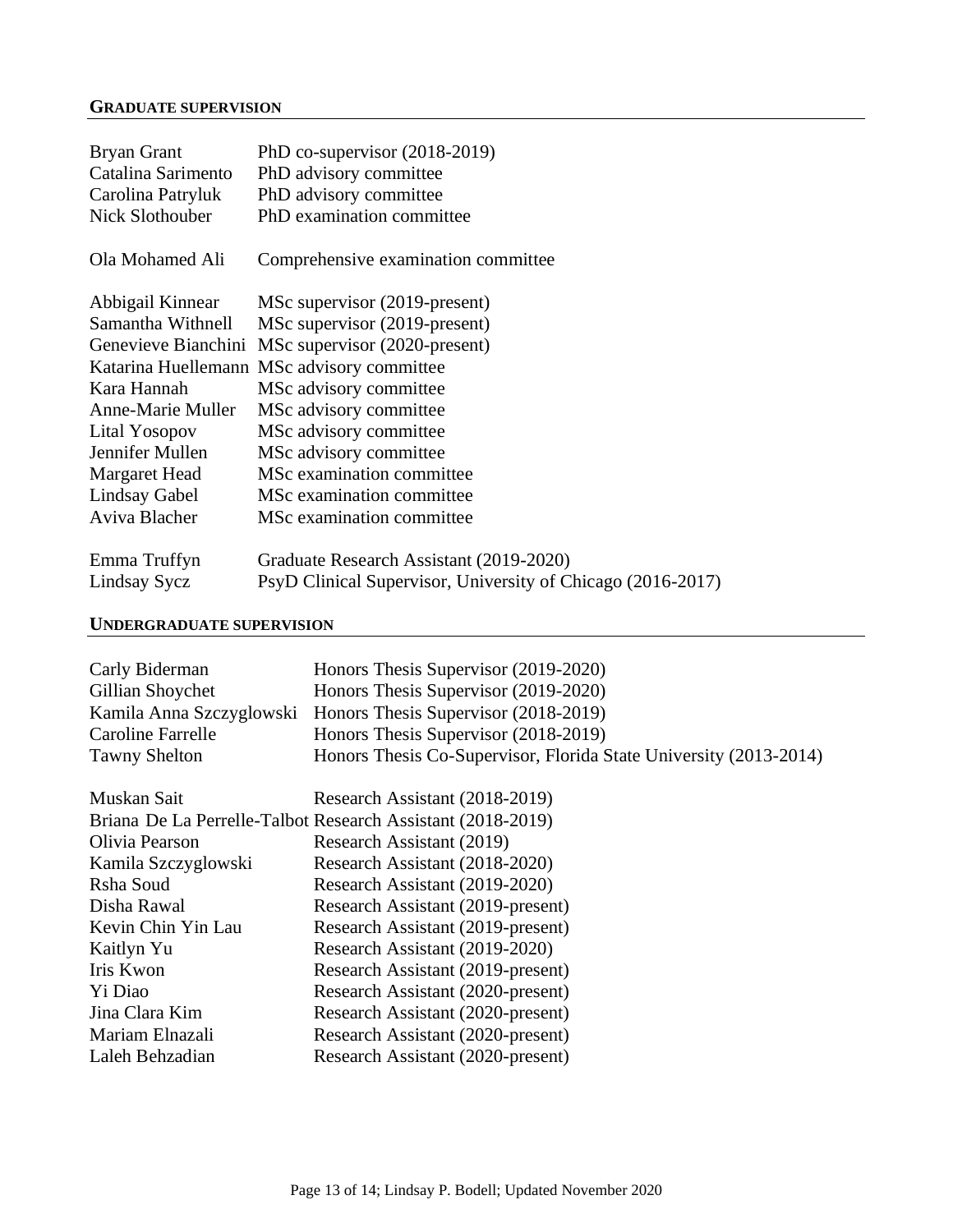## GRADUATE SUPERVISION

| | |
|---|---|
| Bryan Grant | PhD co-supervisor (2018-2019) |
| Catalina Sarimento | PhD advisory committee |
| Carolina Patryluk | PhD advisory committee |
| Nick Slothouber | PhD examination committee |
| | |
| Ola Mohamed Ali | Comprehensive examination committee |
| | |
| Abbigail Kinnear | MSc supervisor (2019-present) |
| Samantha Withnell | MSc supervisor (2019-present) |
| Genevieve Bianchini | MSc supervisor (2020-present) |
| Katarina Huellemann | MSc advisory committee |
| Kara Hannah | MSc advisory committee |
| Anne-Marie Muller | MSc advisory committee |
| Lital Yosopov | MSc advisory committee |
| Jennifer Mullen | MSc advisory committee |
| Margaret Head | MSc examination committee |
| Lindsay Gabel | MSc examination committee |
| Aviva Blacher | MSc examination committee |
| | |
| Emma Truffyn | Graduate Research Assistant (2019-2020) |
| Lindsay Sycz | PsyD Clinical Supervisor, University of Chicago (2016-2017) |

## UNDERGRADUATE SUPERVISION

| | |
|---|---|
| Carly Biderman | Honors Thesis Supervisor (2019-2020) |
| Gillian Shoychet | Honors Thesis Supervisor (2019-2020) |
| Kamila Anna Szczyglowski | Honors Thesis Supervisor (2018-2019) |
| Caroline Farrelle | Honors Thesis Supervisor (2018-2019) |
| Tawny Shelton | Honors Thesis Co-Supervisor, Florida State University (2013-2014) |
| | |
| Muskan Sait | Research Assistant (2018-2019) |
| Briana De La Perrelle-Talbot | Research Assistant (2018-2019) |
| Olivia Pearson | Research Assistant (2019) |
| Kamila Szczyglowski | Research Assistant (2018-2020) |
| Rsha Soud | Research Assistant (2019-2020) |
| Disha Rawal | Research Assistant (2019-present) |
| Kevin Chin Yin Lau | Research Assistant (2019-present) |
| Kaitlyn Yu | Research Assistant (2019-2020) |
| Iris Kwon | Research Assistant (2019-present) |
| Yi Diao | Research Assistant (2020-present) |
| Jina Clara Kim | Research Assistant (2020-present) |
| Mariam Elnazali | Research Assistant (2020-present) |
| Laleh Behzadian | Research Assistant (2020-present) |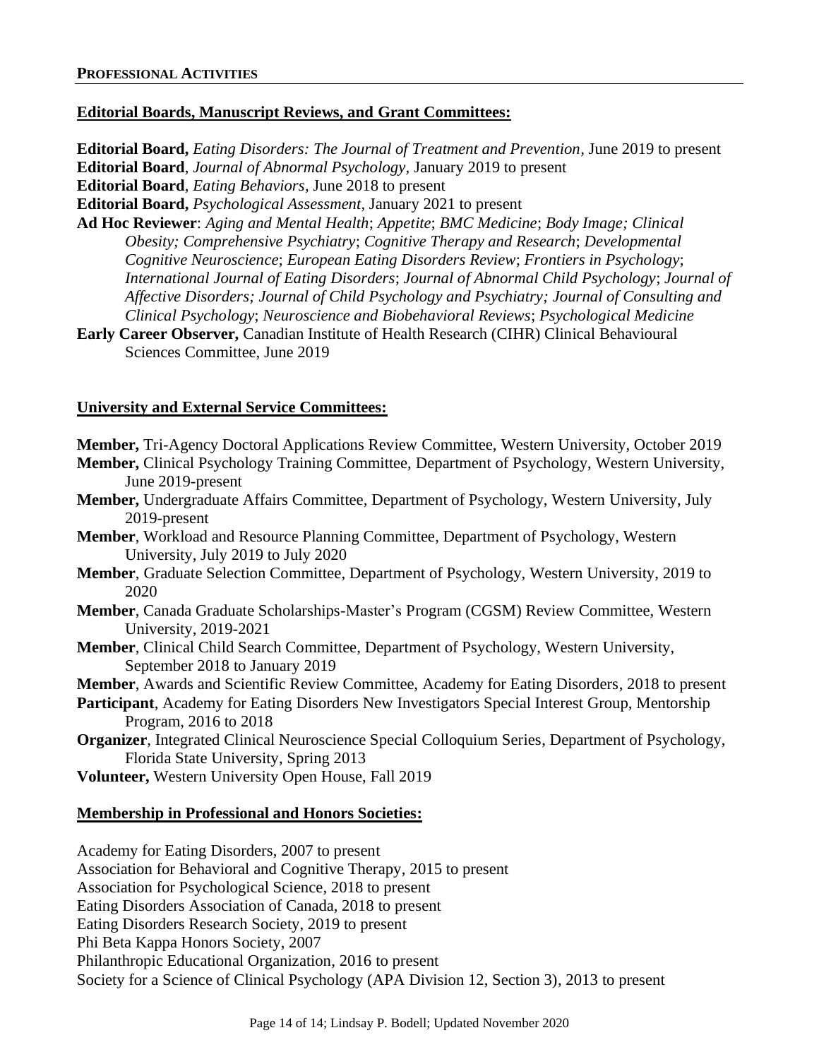## PROFESSIONAL ACTIVITIES

### Editorial Boards, Manuscript Reviews, and Grant Committees:

**Editorial Board,** *Eating Disorders: The Journal of Treatment and Prevention,* June 2019 to present
**Editorial Board**, *Journal of Abnormal Psychology,* January 2019 to present
**Editorial Board**, *Eating Behaviors,* June 2018 to present
**Editorial Board,** *Psychological Assessment*, January 2021 to present
**Ad Hoc Reviewer**: *Aging and Mental Health*; *Appetite*; *BMC Medicine*; *Body Image; Clinical Obesity; Comprehensive Psychiatry*; *Cognitive Therapy and Research*; *Developmental Cognitive Neuroscience*; *European Eating Disorders Review*; *Frontiers in Psychology*; *International Journal of Eating Disorders*; *Journal of Abnormal Child Psychology*; *Journal of Affective Disorders; Journal of Child Psychology and Psychiatry; Journal of Consulting and Clinical Psychology*; *Neuroscience and Biobehavioral Reviews*; *Psychological Medicine*
**Early Career Observer,** Canadian Institute of Health Research (CIHR) Clinical Behavioural Sciences Committee, June 2019

### University and External Service Committees:

**Member,** Tri-Agency Doctoral Applications Review Committee, Western University, October 2019
**Member,** Clinical Psychology Training Committee, Department of Psychology, Western University, June 2019-present
**Member,** Undergraduate Affairs Committee, Department of Psychology, Western University, July 2019-present
**Member**, Workload and Resource Planning Committee, Department of Psychology, Western University, July 2019 to July 2020
**Member**, Graduate Selection Committee, Department of Psychology, Western University, 2019 to 2020
**Member**, Canada Graduate Scholarships-Master's Program (CGSM) Review Committee, Western University, 2019-2021
**Member**, Clinical Child Search Committee, Department of Psychology, Western University, September 2018 to January 2019
**Member**, Awards and Scientific Review Committee, Academy for Eating Disorders, 2018 to present
**Participant**, Academy for Eating Disorders New Investigators Special Interest Group, Mentorship Program, 2016 to 2018
**Organizer**, Integrated Clinical Neuroscience Special Colloquium Series, Department of Psychology, Florida State University, Spring 2013
**Volunteer,** Western University Open House, Fall 2019

### Membership in Professional and Honors Societies:

Academy for Eating Disorders, 2007 to present
Association for Behavioral and Cognitive Therapy, 2015 to present
Association for Psychological Science, 2018 to present
Eating Disorders Association of Canada, 2018 to present
Eating Disorders Research Society, 2019 to present
Phi Beta Kappa Honors Society, 2007
Philanthropic Educational Organization, 2016 to present
Society for a Science of Clinical Psychology (APA Division 12, Section 3), 2013 to present